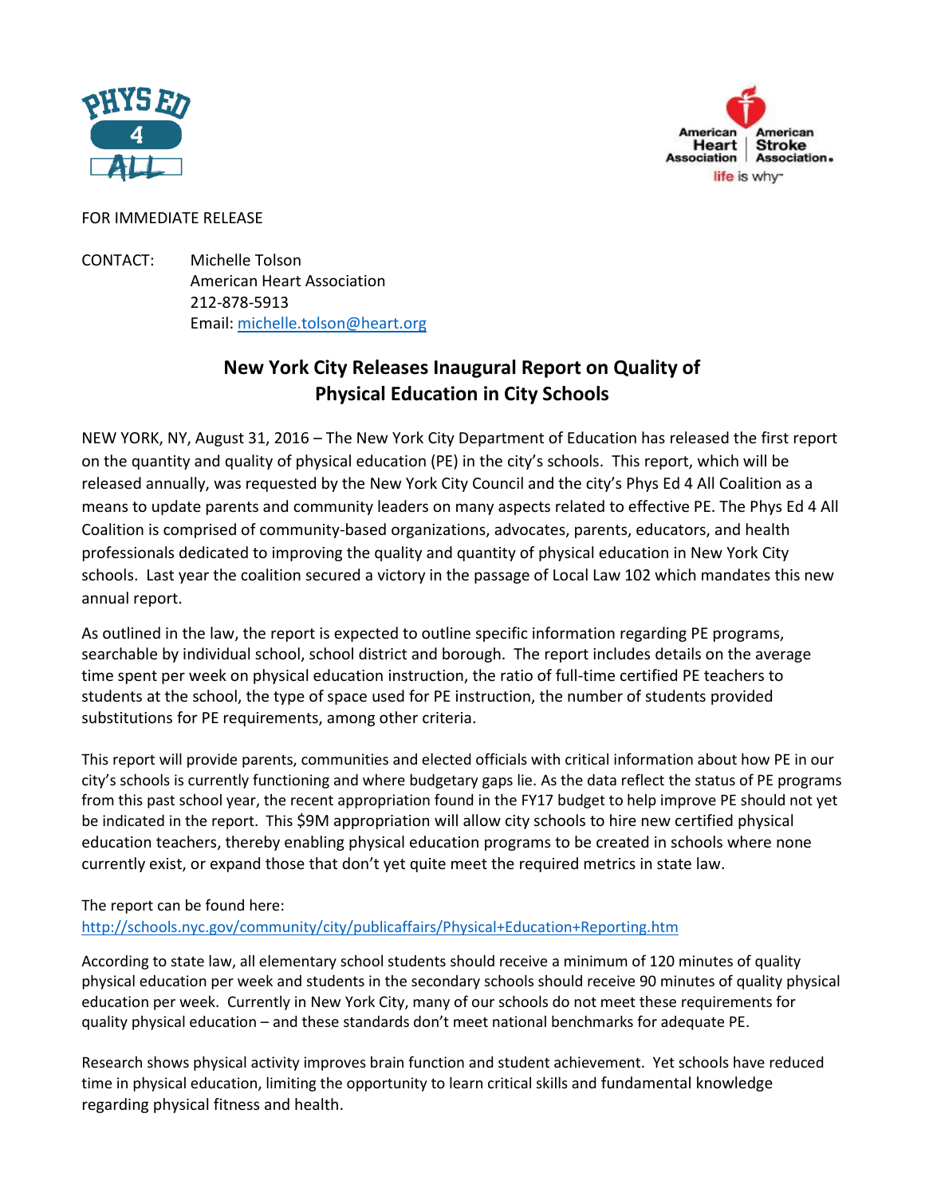FOR IMMEDIATE RELEASE

CONTACT: Michelle Tolson
American Heart Association
212-878-5913
Email: michelle.tolson@heart.org

## New York City Releases Inaugural Report on Quality of Physical Education in City Schools

NEW YORK, NY, August 31, 2016 – The New York City Department of Education has released the first report on the quantity and quality of physical education (PE) in the city's schools. This report, which will be released annually, was requested by the New York City Council and the city's Phys Ed 4 All Coalition as a means to update parents and community leaders on many aspects related to effective PE. The Phys Ed 4 All Coalition is comprised of community-based organizations, advocates, parents, educators, and health professionals dedicated to improving the quality and quantity of physical education in New York City schools. Last year the coalition secured a victory in the passage of Local Law 102 which mandates this new annual report.

As outlined in the law, the report is expected to outline specific information regarding PE programs, searchable by individual school, school district and borough. The report includes details on the average time spent per week on physical education instruction, the ratio of full-time certified PE teachers to students at the school, the type of space used for PE instruction, the number of students provided substitutions for PE requirements, among other criteria.

This report will provide parents, communities and elected officials with critical information about how PE in our city's schools is currently functioning and where budgetary gaps lie. As the data reflect the status of PE programs from this past school year, the recent appropriation found in the FY17 budget to help improve PE should not yet be indicated in the report. This $9M appropriation will allow city schools to hire new certified physical education teachers, thereby enabling physical education programs to be created in schools where none currently exist, or expand those that don't yet quite meet the required metrics in state law.

The report can be found here:
http://schools.nyc.gov/community/city/publicaffairs/Physical+Education+Reporting.htm

According to state law, all elementary school students should receive a minimum of 120 minutes of quality physical education per week and students in the secondary schools should receive 90 minutes of quality physical education per week. Currently in New York City, many of our schools do not meet these requirements for quality physical education – and these standards don't meet national benchmarks for adequate PE.

Research shows physical activity improves brain function and student achievement. Yet schools have reduced time in physical education, limiting the opportunity to learn critical skills and fundamental knowledge regarding physical fitness and health.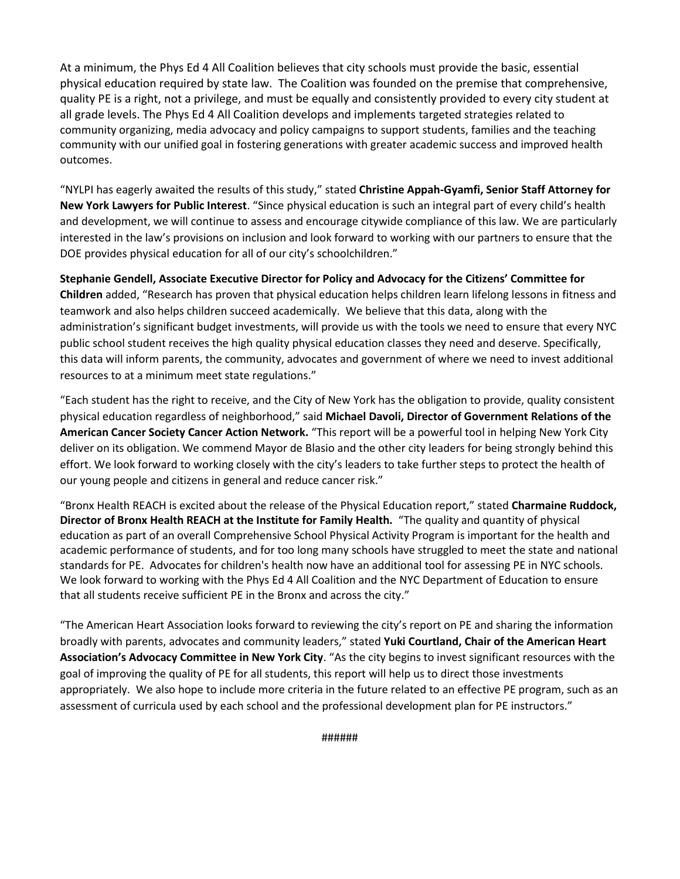At a minimum, the Phys Ed 4 All Coalition believes that city schools must provide the basic, essential physical education required by state law. The Coalition was founded on the premise that comprehensive, quality PE is a right, not a privilege, and must be equally and consistently provided to every city student at all grade levels. The Phys Ed 4 All Coalition develops and implements targeted strategies related to community organizing, media advocacy and policy campaigns to support students, families and the teaching community with our unified goal in fostering generations with greater academic success and improved health outcomes.

"NYLPI has eagerly awaited the results of this study," stated **Christine Appah-Gyamfi, Senior Staff Attorney for New York Lawyers for Public Interest**. "Since physical education is such an integral part of every child's health and development, we will continue to assess and encourage citywide compliance of this law. We are particularly interested in the law's provisions on inclusion and look forward to working with our partners to ensure that the DOE provides physical education for all of our city's schoolchildren."

**Stephanie Gendell, Associate Executive Director for Policy and Advocacy for the Citizens' Committee for Children** added, "Research has proven that physical education helps children learn lifelong lessons in fitness and teamwork and also helps children succeed academically. We believe that this data, along with the administration's significant budget investments, will provide us with the tools we need to ensure that every NYC public school student receives the high quality physical education classes they need and deserve. Specifically, this data will inform parents, the community, advocates and government of where we need to invest additional resources to at a minimum meet state regulations."

"Each student has the right to receive, and the City of New York has the obligation to provide, quality consistent physical education regardless of neighborhood," said **Michael Davoli, Director of Government Relations of the American Cancer Society Cancer Action Network.** "This report will be a powerful tool in helping New York City deliver on its obligation. We commend Mayor de Blasio and the other city leaders for being strongly behind this effort. We look forward to working closely with the city's leaders to take further steps to protect the health of our young people and citizens in general and reduce cancer risk."

"Bronx Health REACH is excited about the release of the Physical Education report," stated **Charmaine Ruddock, Director of Bronx Health REACH at the Institute for Family Health.** "The quality and quantity of physical education as part of an overall Comprehensive School Physical Activity Program is important for the health and academic performance of students, and for too long many schools have struggled to meet the state and national standards for PE. Advocates for children's health now have an additional tool for assessing PE in NYC schools. We look forward to working with the Phys Ed 4 All Coalition and the NYC Department of Education to ensure that all students receive sufficient PE in the Bronx and across the city."

"The American Heart Association looks forward to reviewing the city's report on PE and sharing the information broadly with parents, advocates and community leaders," stated **Yuki Courtland, Chair of the American Heart Association's Advocacy Committee in New York City**. "As the city begins to invest significant resources with the goal of improving the quality of PE for all students, this report will help us to direct those investments appropriately. We also hope to include more criteria in the future related to an effective PE program, such as an assessment of curricula used by each school and the professional development plan for PE instructors."

######